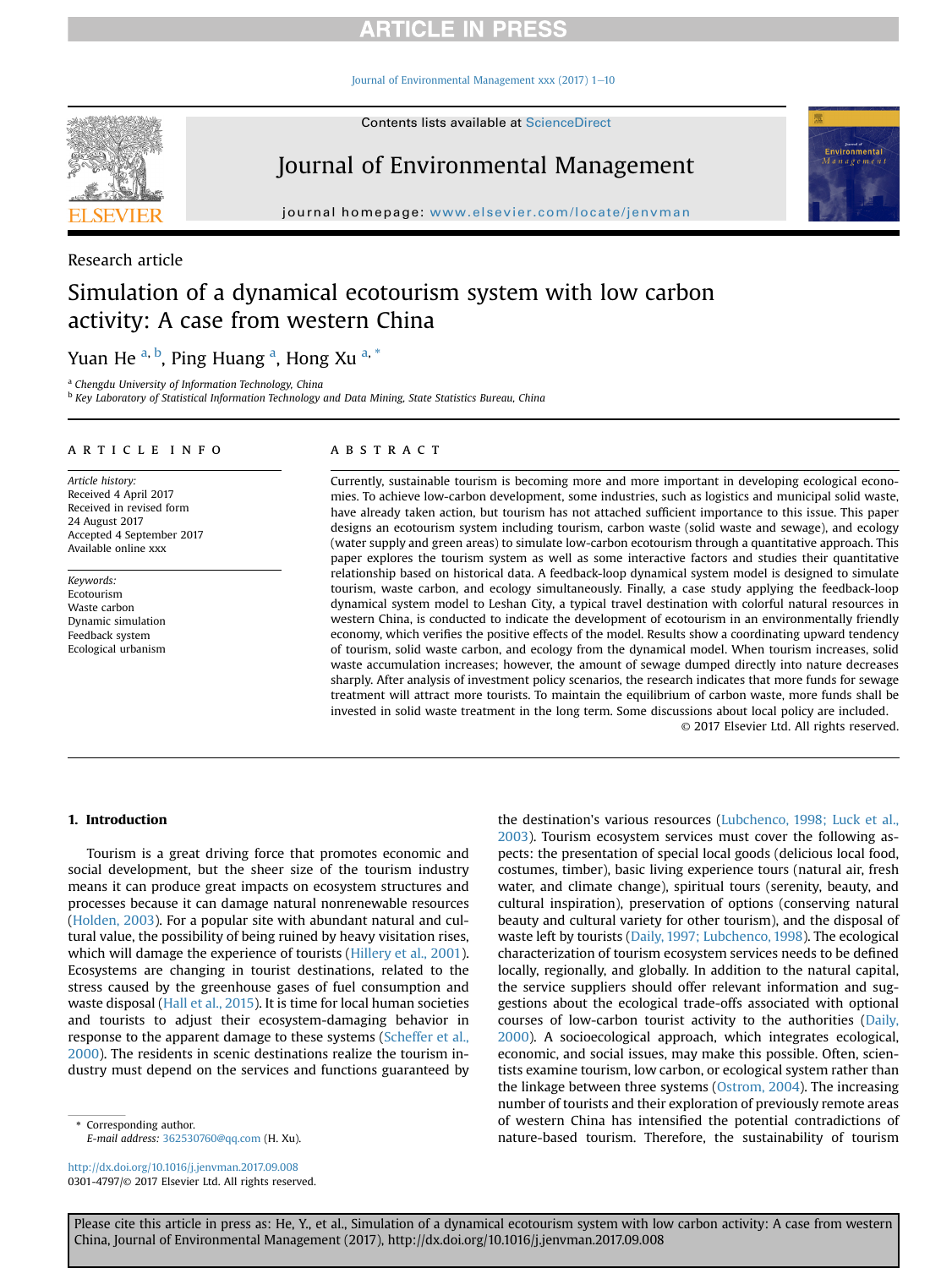Research article

# Simulation of a dynamical ecotourism system with low carbon activity: A case from western China

Yuan He [a, b], Ping Huang [a], Hong Xu [a, *]

[a] Chengdu University of Information Technology, China

[b] Key Laboratory of Statistical Information Technology and Data Mining, State Statistics Bureau, China

## ARTICLE INFO

*Article history:*
Received 4 April 2017
Received in revised form
24 August 2017
Accepted 4 September 2017
Available online xxx

*Keywords:*
Ecotourism
Waste carbon
Dynamic simulation
Feedback system
Ecological urbanism

## ABSTRACT

Currently, sustainable tourism is becoming more and more important in developing ecological economies. To achieve low-carbon development, some industries, such as logistics and municipal solid waste, have already taken action, but tourism has not attached sufficient importance to this issue. This paper designs an ecotourism system including tourism, carbon waste (solid waste and sewage), and ecology (water supply and green areas) to simulate low-carbon ecotourism through a quantitative approach. This paper explores the tourism system as well as some interactive factors and studies their quantitative relationship based on historical data. A feedback-loop dynamical system model is designed to simulate tourism, waste carbon, and ecology simultaneously. Finally, a case study applying the feedback-loop dynamical system model to Leshan City, a typical travel destination with colorful natural resources in western China, is conducted to indicate the development of ecotourism in an environmentally friendly economy, which verifies the positive effects of the model. Results show a coordinating upward tendency of tourism, solid waste carbon, and ecology from the dynamical model. When tourism increases, solid waste accumulation increases; however, the amount of sewage dumped directly into nature decreases sharply. After analysis of investment policy scenarios, the research indicates that more funds for sewage treatment will attract more tourists. To maintain the equilibrium of carbon waste, more funds shall be invested in solid waste treatment in the long term. Some discussions about local policy are included.

© 2017 Elsevier Ltd. All rights reserved.

## 1. Introduction

Tourism is a great driving force that promotes economic and social development, but the sheer size of the tourism industry means it can produce great impacts on ecosystem structures and processes because it can damage natural nonrenewable resources (Holden, 2003). For a popular site with abundant natural and cultural value, the possibility of being ruined by heavy visitation rises, which will damage the experience of tourists (Hillery et al., 2001). Ecosystems are changing in tourist destinations, related to the stress caused by the greenhouse gases of fuel consumption and waste disposal (Hall et al., 2015). It is time for local human societies and tourists to adjust their ecosystem-damaging behavior in response to the apparent damage to these systems (Scheffer et al., 2000). The residents in scenic destinations realize the tourism industry must depend on the services and functions guaranteed by the destination's various resources (Lubchenco, 1998; Luck et al., 2003). Tourism ecosystem services must cover the following aspects: the presentation of special local goods (delicious local food, costumes, timber), basic living experience tours (natural air, fresh water, and climate change), spiritual tours (serenity, beauty, and cultural inspiration), preservation of options (conserving natural beauty and cultural variety for other tourism), and the disposal of waste left by tourists (Daily, 1997; Lubchenco, 1998). The ecological characterization of tourism ecosystem services needs to be defined locally, regionally, and globally. In addition to the natural capital, the service suppliers should offer relevant information and suggestions about the ecological trade-offs associated with optional courses of low-carbon tourist activity to the authorities (Daily, 2000). A socioecological approach, which integrates ecological, economic, and social issues, may make this possible. Often, scientists examine tourism, low carbon, or ecological system rather than the linkage between three systems (Ostrom, 2004). The increasing number of tourists and their exploration of previously remote areas of western China has intensified the potential contradictions of nature-based tourism. Therefore, the sustainability of tourism

\* Corresponding author.
*E-mail address:* 362530760@qq.com (H. Xu).

http://dx.doi.org/10.1016/j.jenvman.2017.09.008
0301-4797/© 2017 Elsevier Ltd. All rights reserved.

Please cite this article in press as: He, Y., et al., Simulation of a dynamical ecotourism system with low carbon activity: A case from western China, Journal of Environmental Management (2017), http://dx.doi.org/10.1016/j.jenvman.2017.09.008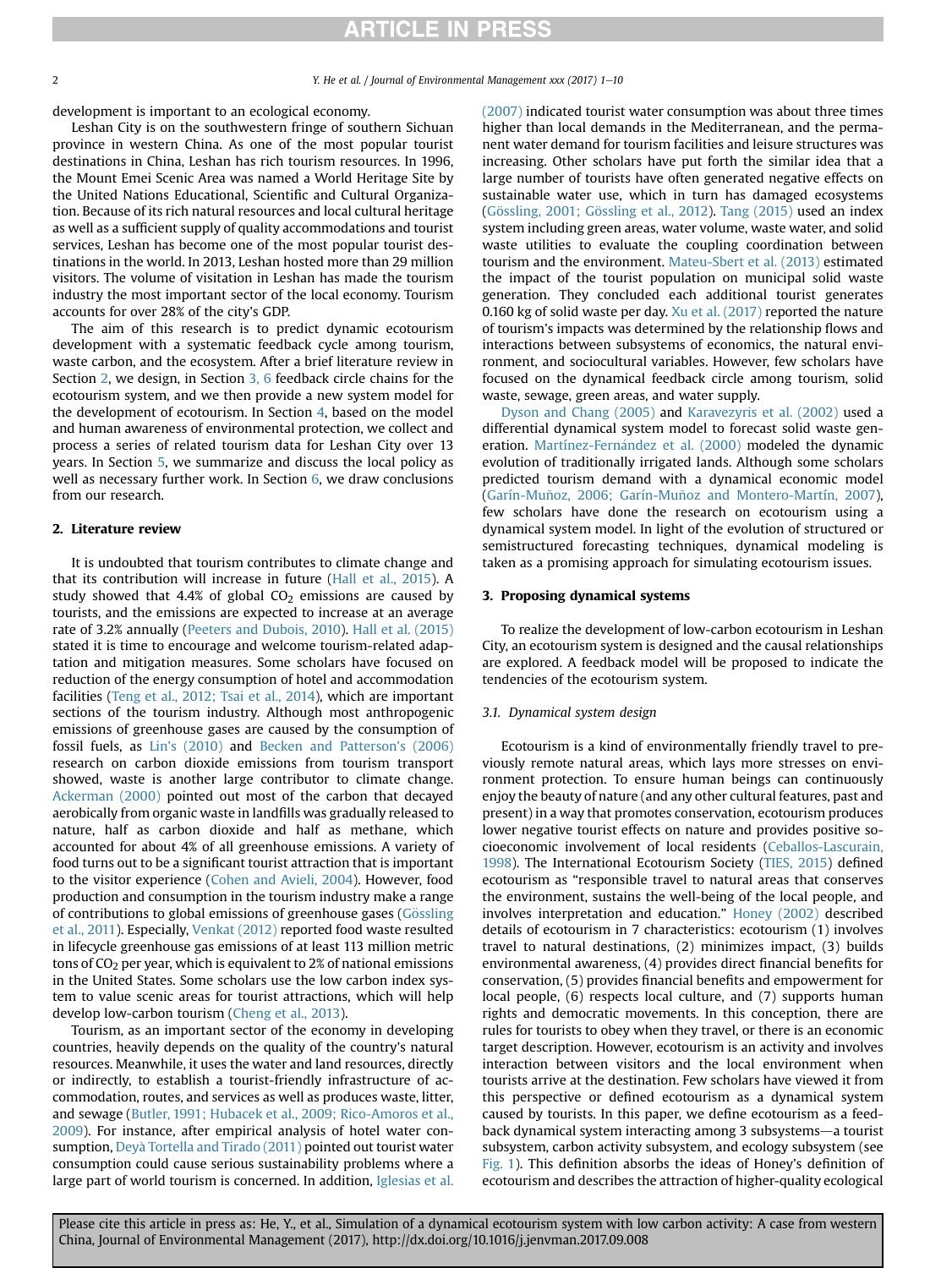development is important to an ecological economy.

Leshan City is on the southwestern fringe of southern Sichuan province in western China. As one of the most popular tourist destinations in China, Leshan has rich tourism resources. In 1996, the Mount Emei Scenic Area was named a World Heritage Site by the United Nations Educational, Scientific and Cultural Organization. Because of its rich natural resources and local cultural heritage as well as a sufficient supply of quality accommodations and tourist services, Leshan has become one of the most popular tourist destinations in the world. In 2013, Leshan hosted more than 29 million visitors. The volume of visitation in Leshan has made the tourism industry the most important sector of the local economy. Tourism accounts for over 28% of the city's GDP.

The aim of this research is to predict dynamic ecotourism development with a systematic feedback cycle among tourism, waste carbon, and the ecosystem. After a brief literature review in Section 2, we design, in Section 3, 6 feedback circle chains for the ecotourism system, and we then provide a new system model for the development of ecotourism. In Section 4, based on the model and human awareness of environmental protection, we collect and process a series of related tourism data for Leshan City over 13 years. In Section 5, we summarize and discuss the local policy as well as necessary further work. In Section 6, we draw conclusions from our research.

## 2. Literature review

It is undoubted that tourism contributes to climate change and that its contribution will increase in future (Hall et al., 2015). A study showed that 4.4% of global $CO_2$ emissions are caused by tourists, and the emissions are expected to increase at an average rate of 3.2% annually (Peeters and Dubois, 2010). Hall et al. (2015) stated it is time to encourage and welcome tourism-related adaptation and mitigation measures. Some scholars have focused on reduction of the energy consumption of hotel and accommodation facilities (Teng et al., 2012; Tsai et al., 2014), which are important sections of the tourism industry. Although most anthropogenic emissions of greenhouse gases are caused by the consumption of fossil fuels, as Lin's (2010) and Becken and Patterson's (2006) research on carbon dioxide emissions from tourism transport showed, waste is another large contributor to climate change. Ackerman (2000) pointed out most of the carbon that decayed aerobically from organic waste in landfills was gradually released to nature, half as carbon dioxide and half as methane, which accounted for about 4% of all greenhouse emissions. A variety of food turns out to be a significant tourist attraction that is important to the visitor experience (Cohen and Avieli, 2004). However, food production and consumption in the tourism industry make a range of contributions to global emissions of greenhouse gases (Gössling et al., 2011). Especially, Venkat (2012) reported food waste resulted in lifecycle greenhouse gas emissions of at least 113 million metric tons of $CO_2$ per year, which is equivalent to 2% of national emissions in the United States. Some scholars use the low carbon index system to value scenic areas for tourist attractions, which will help develop low-carbon tourism (Cheng et al., 2013).

Tourism, as an important sector of the economy in developing countries, heavily depends on the quality of the country's natural resources. Meanwhile, it uses the water and land resources, directly or indirectly, to establish a tourist-friendly infrastructure of accommodation, routes, and services as well as produces waste, litter, and sewage (Butler, 1991; Hubacek et al., 2009; Rico-Amoros et al., 2009). For instance, after empirical analysis of hotel water consumption, Deyà Tortella and Tirado (2011) pointed out tourist water consumption could cause serious sustainability problems where a large part of world tourism is concerned. In addition, Iglesias et al. (2007) indicated tourist water consumption was about three times higher than local demands in the Mediterranean, and the permanent water demand for tourism facilities and leisure structures was increasing. Other scholars have put forth the similar idea that a large number of tourists have often generated negative effects on sustainable water use, which in turn has damaged ecosystems (Gössling, 2001; Gössling et al., 2012). Tang (2015) used an index system including green areas, water volume, waste water, and solid waste utilities to evaluate the coupling coordination between tourism and the environment. Mateu-Sbert et al. (2013) estimated the impact of the tourist population on municipal solid waste generation. They concluded each additional tourist generates 0.160 kg of solid waste per day. Xu et al. (2017) reported the nature of tourism's impacts was determined by the relationship flows and interactions between subsystems of economics, the natural environment, and sociocultural variables. However, few scholars have focused on the dynamical feedback circle among tourism, solid waste, sewage, green areas, and water supply.

Dyson and Chang (2005) and Karavezyris et al. (2002) used a differential dynamical system model to forecast solid waste generation. Martínez-Fernández et al. (2000) modeled the dynamic evolution of traditionally irrigated lands. Although some scholars predicted tourism demand with a dynamical economic model (Garín-Muñoz, 2006; Garín-Muñoz and Montero-Martín, 2007), few scholars have done the research on ecotourism using a dynamical system model. In light of the evolution of structured or semistructured forecasting techniques, dynamical modeling is taken as a promising approach for simulating ecotourism issues.

## 3. Proposing dynamical systems

To realize the development of low-carbon ecotourism in Leshan City, an ecotourism system is designed and the causal relationships are explored. A feedback model will be proposed to indicate the tendencies of the ecotourism system.

### 3.1. Dynamical system design

Ecotourism is a kind of environmentally friendly travel to previously remote natural areas, which lays more stresses on environment protection. To ensure human beings can continuously enjoy the beauty of nature (and any other cultural features, past and present) in a way that promotes conservation, ecotourism produces lower negative tourist effects on nature and provides positive socioeconomic involvement of local residents (Ceballos-Lascurain, 1998). The International Ecotourism Society (TIES, 2015) defined ecotourism as "responsible travel to natural areas that conserves the environment, sustains the well-being of the local people, and involves interpretation and education." Honey (2002) described details of ecotourism in 7 characteristics: ecotourism (1) involves travel to natural destinations, (2) minimizes impact, (3) builds environmental awareness, (4) provides direct financial benefits for conservation, (5) provides financial benefits and empowerment for local people, (6) respects local culture, and (7) supports human rights and democratic movements. In this conception, there are rules for tourists to obey when they travel, or there is an economic target description. However, ecotourism is an activity and involves interaction between visitors and the local environment when tourists arrive at the destination. Few scholars have viewed it from this perspective or defined ecotourism as a dynamical system caused by tourists. In this paper, we define ecotourism as a feedback dynamical system interacting among 3 subsystems—a tourist subsystem, carbon activity subsystem, and ecology subsystem (see Fig. 1). This definition absorbs the ideas of Honey's definition of ecotourism and describes the attraction of higher-quality ecological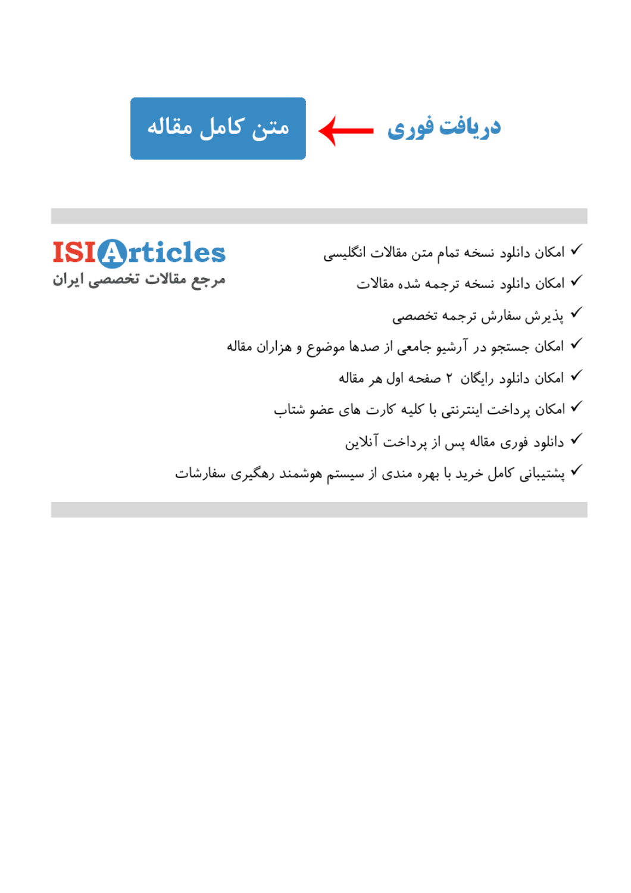دریافت فوری ← متن کامل مقاله

ISIArticles
مرجع مقالات تخصصی ایران

- ✓ امکان دانلود نسخه تمام متن مقالات انگلیسی
- ✓ امکان دانلود نسخه ترجمه شده مقالات
- ✓ پذیرش سفارش ترجمه تخصصی
- ✓ امکان جستجو در آرشیو جامعی از صدها موضوع و هزاران مقاله
- ✓ امکان دانلود رایگان ۲ صفحه اول هر مقاله
- ✓ امکان پرداخت اینترنتی با کلیه کارت های عضو شتاب
- ✓ دانلود فوری مقاله پس از پرداخت آنلاین
- ✓ پشتیبانی کامل خرید با بهره مندی از سیستم هوشمند رهگیری سفارشات